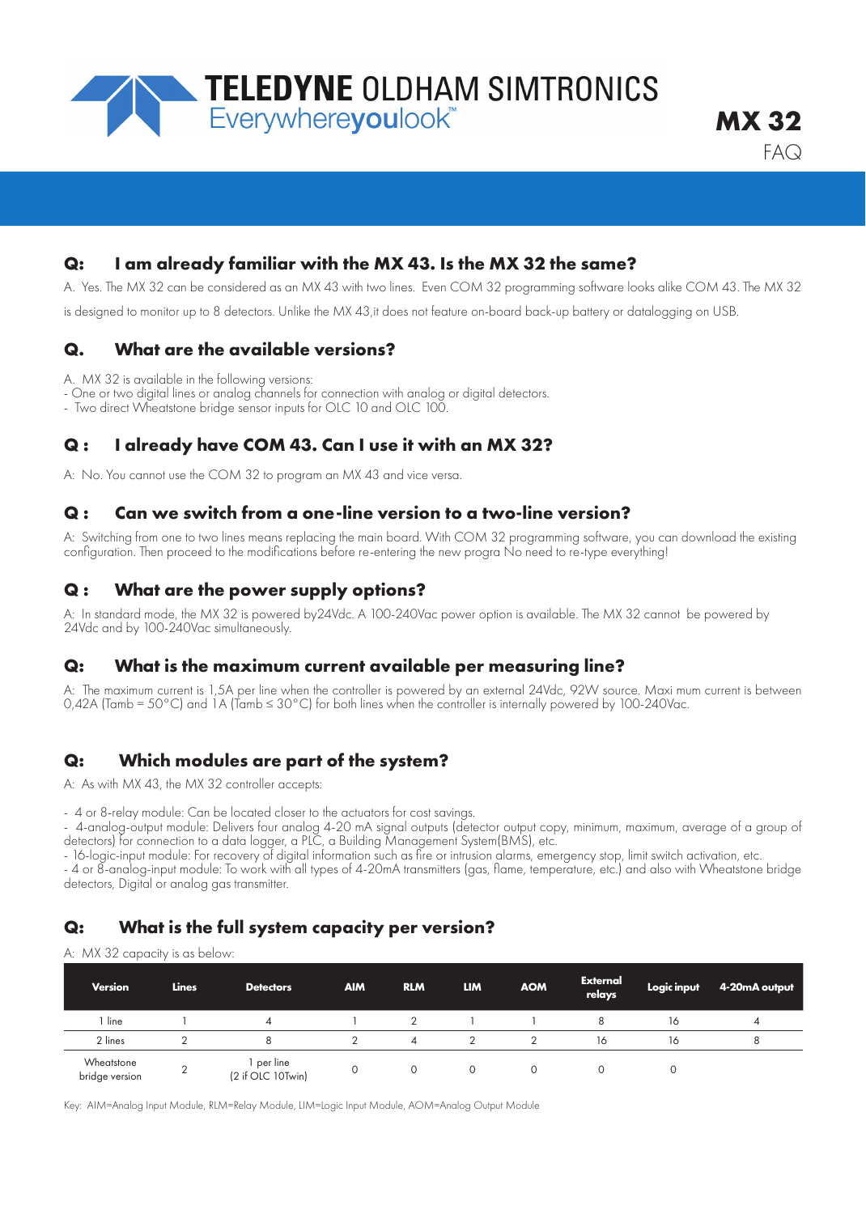# TELEDYNE OLDHAM SIMTRONICS
Everywhereyoulook™

# MX 32
FAQ

## Q: I am already familiar with the MX 43. Is the MX 32 the same?

A. Yes. The MX 32 can be considered as an MX 43 with two lines. Even COM 32 programming software looks alike COM 43. The MX 32 is designed to monitor up to 8 detectors. Unlike the MX 43,it does not feature on-board back-up battery or datalogging on USB.

## Q. What are the available versions?

A. MX 32 is available in the following versions:
- One or two digital lines or analog channels for connection with analog or digital detectors.
- Two direct Wheatstone bridge sensor inputs for OLC 10 and OLC 100.

## Q : I already have COM 43. Can I use it with an MX 32?

A: No. You cannot use the COM 32 to program an MX 43 and vice versa.

## Q : Can we switch from a one-line version to a two-line version?

A: Switching from one to two lines means replacing the main board. With COM 32 programming software, you can download the existing configuration. Then proceed to the modifications before re-entering the new progra No need to re-type everything!

## Q : What are the power supply options?

A: In standard mode, the MX 32 is powered by24Vdc. A 100-240Vac power option is available. The MX 32 cannot be powered by 24Vdc and by 100-240Vac simultaneously.

## Q: What is the maximum current available per measuring line?

A: The maximum current is 1,5A per line when the controller is powered by an external 24Vdc, 92W source. Maxi mum current is between 0,42A (Tamb = 50°C) and 1A (Tamb ≤ 30°C) for both lines when the controller is internally powered by 100-240Vac.

## Q: Which modules are part of the system?

A: As with MX 43, the MX 32 controller accepts:

- 4 or 8-relay module: Can be located closer to the actuators for cost savings.
- 4-analog-output module: Delivers four analog 4-20 mA signal outputs (detector output copy, minimum, maximum, average of a group of detectors) for connection to a data logger, a PLC, a Building Management System(BMS), etc.
- 16-logic-input module: For recovery of digital information such as fire or intrusion alarms, emergency stop, limit switch activation, etc.
- 4 or 8-analog-input module: To work with all types of 4-20mA transmitters (gas, flame, temperature, etc.) and also with Wheatstone bridge detectors, Digital or analog gas transmitter.

## Q: What is the full system capacity per version?

A: MX 32 capacity is as below:

| Version | Lines | Detectors | AIM | RLM | LIM | AOM | External relays | Logic input | 4-20mA output |
|---|---|---|---|---|---|---|---|---|---|
| 1 line | 1 | 4 | 1 | 2 | 1 | 1 | 8 | 16 | 4 |
| 2 lines | 2 | 8 | 2 | 4 | 2 | 2 | 16 | 16 | 8 |
| Wheatstone bridge version | 2 | 1 per line (2 if OLC 10Twin) | 0 | 0 | 0 | 0 | 0 | 0 | |

Key: AIM=Analog Input Module, RLM=Relay Module, LIM=Logic Input Module, AOM=Analog Output Module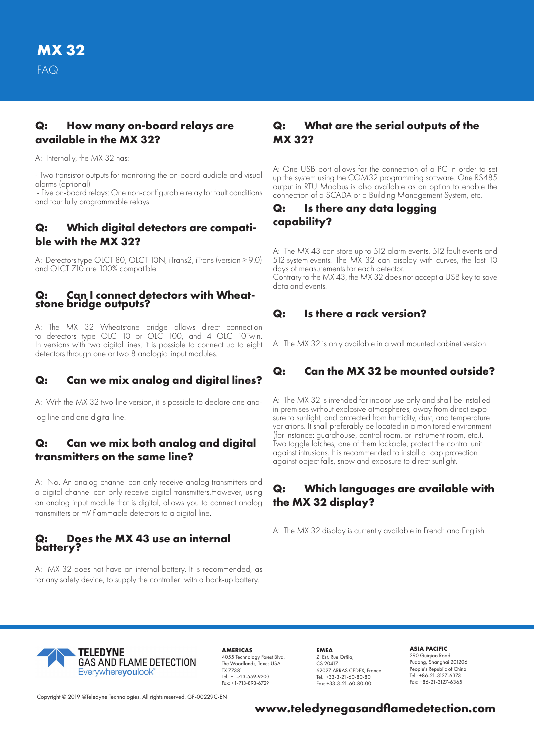# MX 32

FAQ

### Q: How many on-board relays are available in the MX 32?

A: Internally, the MX 32 has:

- Two transistor outputs for monitoring the on-board audible and visual alarms (optional)
- Five on-board relays: One non-configurable relay for fault conditions and four fully programmable relays.

### Q: Which digital detectors are compatible with the MX 32?

A: Detectors type OLCT 80, OLCT 10N, iTrans2, iTrans (version ≥ 9.0) and OLCT 710 are 100% compatible.

### Q: Can I connect detectors with Wheatstone bridge outputs?

A: The MX 32 Wheatstone bridge allows direct connection to detectors type OLC 10 or OLC 100, and 4 OLC 10Twin. In versions with two digital lines, it is possible to connect up to eight detectors through one or two 8 analogic input modules.

### Q: Can we mix analog and digital lines?

A: With the MX 32 two-line version, it is possible to declare one analog line and one digital line.

### Q: Can we mix both analog and digital transmitters on the same line?

A: No. An analog channel can only receive analog transmitters and a digital channel can only receive digital transmitters.However, using an analog input module that is digital, allows you to connect analog transmitters or mV flammable detectors to a digital line.

### Q: Does the MX 43 use an internal battery?

A: MX 32 does not have an internal battery. It is recommended, as for any safety device, to supply the controller with a back-up battery.

### Q: What are the serial outputs of the MX 32?

A: One USB port allows for the connection of a PC in order to set up the system using the COM32 programming software. One RS485 output in RTU Modbus is also available as an option to enable the connection of a SCADA or a Building Management System, etc.

### Q: Is there any data logging capability?

A: The MX 43 can store up to 512 alarm events, 512 fault events and 512 system events. The MX 32 can display with curves, the last 10 days of measurements for each detector.
Contrary to the MX 43, the MX 32 does not accept a USB key to save data and events.

### Q: Is there a rack version?

A: The MX 32 is only available in a wall mounted cabinet version.

### Q: Can the MX 32 be mounted outside?

A: The MX 32 is intended for indoor use only and shall be installed in premises without explosive atmospheres, away from direct exposure to sunlight, and protected from humidity, dust, and temperature variations. It shall preferably be located in a monitored environment (for instance: guardhouse, control room, or instrument room, etc.).
Two toggle latches, one of them lockable, protect the control unit against intrusions. It is recommended to install a cap protection against object falls, snow and exposure to direct sunlight.

### Q: Which languages are available with the MX 32 display?

A: The MX 32 display is currently available in French and English.

---

**TELEDYNE**
GAS AND FLAME DETECTION
Everywhereyoulook™

**AMERICAS**
4055 Technology Forest Blvd.
The Woodlands, Texas USA.
TX 77381
Tel.: +1-713-559-9200
Fax: +1-713-893-6729

**EMEA**
ZI Est, Rue Orfila,
CS 20417
62027 ARRAS CEDEX, France
Tel.: +33-3-21-60-80-80
Fax: +33-3-21-60-80-00

**ASIA PACIFIC**
290 Guiqiao Road
Pudong, Shanghai 201206
People's Republic of China
Tel.: +86-21-3127-6373
Fax: +86-21-3127-6365

Copyright © 2019 @Teledyne Technologies. All rights reserved. GF-00229C-EN

**www.teledynegasandflamedetection.com**